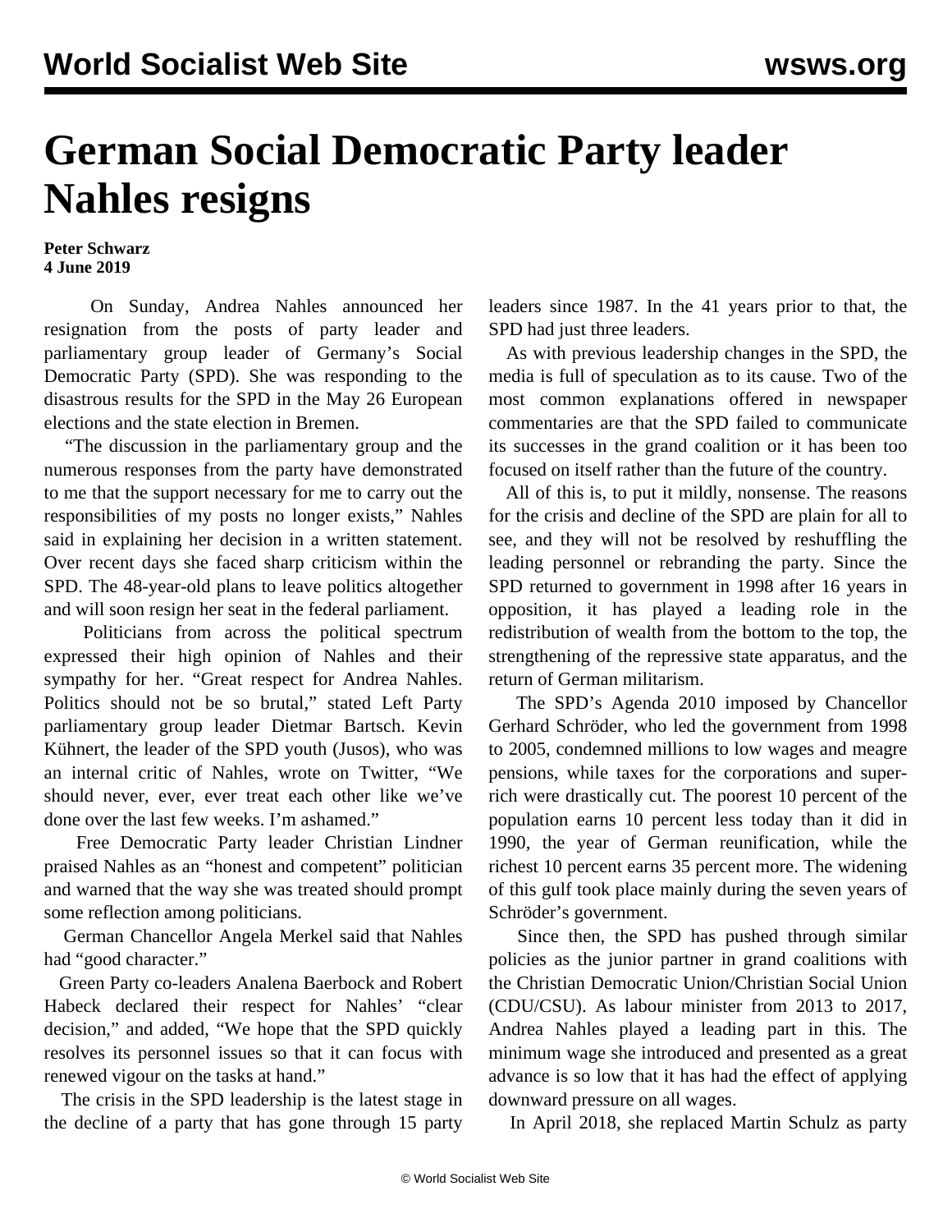# German Social Democratic Party leader Nahles resigns

**Peter Schwarz**
**4 June 2019**

On Sunday, Andrea Nahles announced her resignation from the posts of party leader and parliamentary group leader of Germany's Social Democratic Party (SPD). She was responding to the disastrous results for the SPD in the May 26 European elections and the state election in Bremen.

"The discussion in the parliamentary group and the numerous responses from the party have demonstrated to me that the support necessary for me to carry out the responsibilities of my posts no longer exists," Nahles said in explaining her decision in a written statement. Over recent days she faced sharp criticism within the SPD. The 48-year-old plans to leave politics altogether and will soon resign her seat in the federal parliament.

Politicians from across the political spectrum expressed their high opinion of Nahles and their sympathy for her. "Great respect for Andrea Nahles. Politics should not be so brutal," stated Left Party parliamentary group leader Dietmar Bartsch. Kevin Kühnert, the leader of the SPD youth (Jusos), who was an internal critic of Nahles, wrote on Twitter, "We should never, ever, ever treat each other like we've done over the last few weeks. I'm ashamed."

Free Democratic Party leader Christian Lindner praised Nahles as an "honest and competent" politician and warned that the way she was treated should prompt some reflection among politicians.

German Chancellor Angela Merkel said that Nahles had "good character."

Green Party co-leaders Analena Baerbock and Robert Habeck declared their respect for Nahles' "clear decision," and added, "We hope that the SPD quickly resolves its personnel issues so that it can focus with renewed vigour on the tasks at hand."

The crisis in the SPD leadership is the latest stage in the decline of a party that has gone through 15 party leaders since 1987. In the 41 years prior to that, the SPD had just three leaders.

As with previous leadership changes in the SPD, the media is full of speculation as to its cause. Two of the most common explanations offered in newspaper commentaries are that the SPD failed to communicate its successes in the grand coalition or it has been too focused on itself rather than the future of the country.

All of this is, to put it mildly, nonsense. The reasons for the crisis and decline of the SPD are plain for all to see, and they will not be resolved by reshuffling the leading personnel or rebranding the party. Since the SPD returned to government in 1998 after 16 years in opposition, it has played a leading role in the redistribution of wealth from the bottom to the top, the strengthening of the repressive state apparatus, and the return of German militarism.

The SPD's Agenda 2010 imposed by Chancellor Gerhard Schröder, who led the government from 1998 to 2005, condemned millions to low wages and meagre pensions, while taxes for the corporations and super-rich were drastically cut. The poorest 10 percent of the population earns 10 percent less today than it did in 1990, the year of German reunification, while the richest 10 percent earns 35 percent more. The widening of this gulf took place mainly during the seven years of Schröder's government.

Since then, the SPD has pushed through similar policies as the junior partner in grand coalitions with the Christian Democratic Union/Christian Social Union (CDU/CSU). As labour minister from 2013 to 2017, Andrea Nahles played a leading part in this. The minimum wage she introduced and presented as a great advance is so low that it has had the effect of applying downward pressure on all wages.

In April 2018, she replaced Martin Schulz as party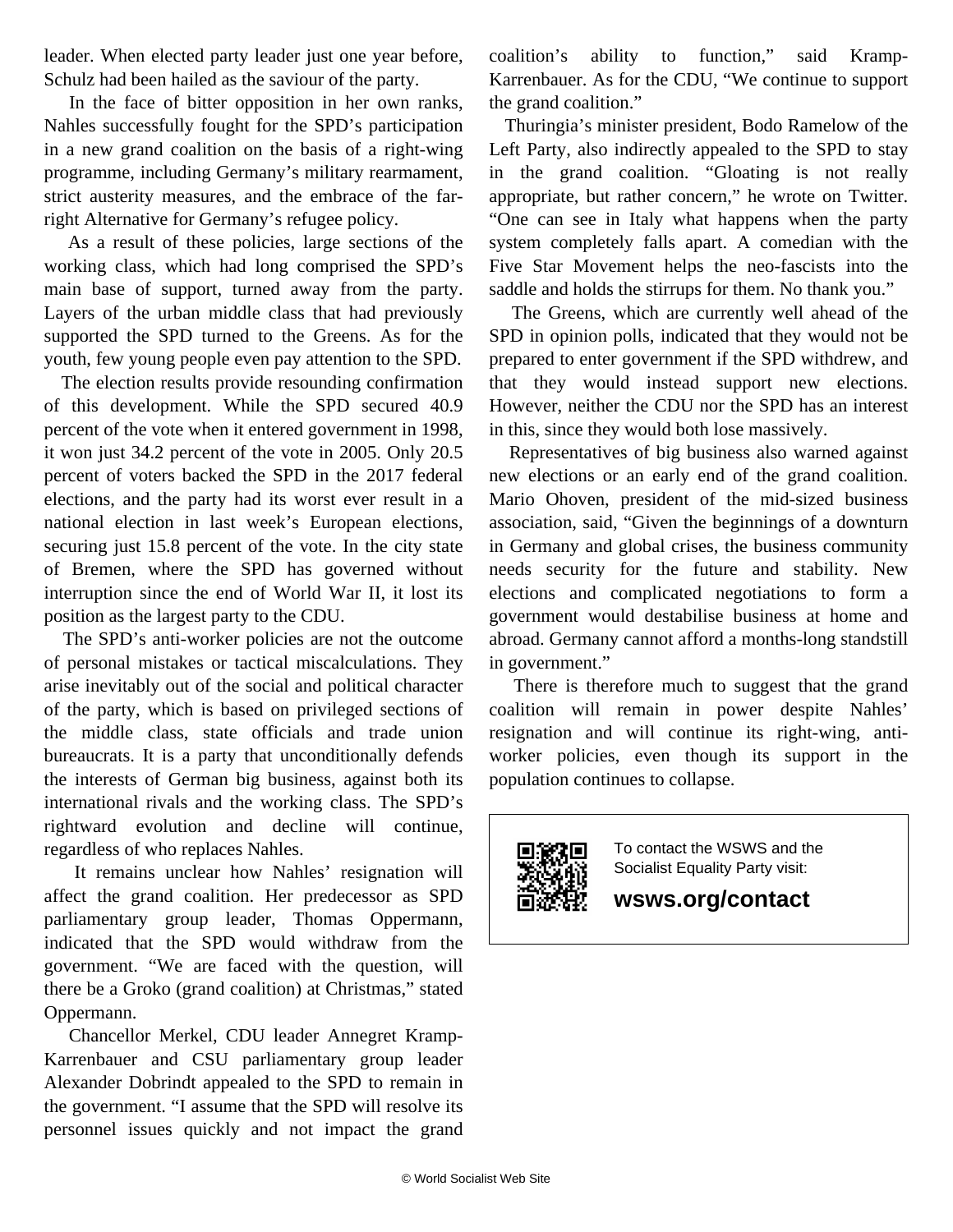leader. When elected party leader just one year before, Schulz had been hailed as the saviour of the party.

In the face of bitter opposition in her own ranks, Nahles successfully fought for the SPD's participation in a new grand coalition on the basis of a right-wing programme, including Germany's military rearmament, strict austerity measures, and the embrace of the far-right Alternative for Germany's refugee policy.

As a result of these policies, large sections of the working class, which had long comprised the SPD's main base of support, turned away from the party. Layers of the urban middle class that had previously supported the SPD turned to the Greens. As for the youth, few young people even pay attention to the SPD.

The election results provide resounding confirmation of this development. While the SPD secured 40.9 percent of the vote when it entered government in 1998, it won just 34.2 percent of the vote in 2005. Only 20.5 percent of voters backed the SPD in the 2017 federal elections, and the party had its worst ever result in a national election in last week's European elections, securing just 15.8 percent of the vote. In the city state of Bremen, where the SPD has governed without interruption since the end of World War II, it lost its position as the largest party to the CDU.

The SPD's anti-worker policies are not the outcome of personal mistakes or tactical miscalculations. They arise inevitably out of the social and political character of the party, which is based on privileged sections of the middle class, state officials and trade union bureaucrats. It is a party that unconditionally defends the interests of German big business, against both its international rivals and the working class. The SPD's rightward evolution and decline will continue, regardless of who replaces Nahles.

It remains unclear how Nahles' resignation will affect the grand coalition. Her predecessor as SPD parliamentary group leader, Thomas Oppermann, indicated that the SPD would withdraw from the government. "We are faced with the question, will there be a Groko (grand coalition) at Christmas," stated Oppermann.

Chancellor Merkel, CDU leader Annegret Kramp-Karrenbauer and CSU parliamentary group leader Alexander Dobrindt appealed to the SPD to remain in the government. "I assume that the SPD will resolve its personnel issues quickly and not impact the grand coalition's ability to function," said Kramp-Karrenbauer. As for the CDU, "We continue to support the grand coalition."

Thuringia's minister president, Bodo Ramelow of the Left Party, also indirectly appealed to the SPD to stay in the grand coalition. "Gloating is not really appropriate, but rather concern," he wrote on Twitter. "One can see in Italy what happens when the party system completely falls apart. A comedian with the Five Star Movement helps the neo-fascists into the saddle and holds the stirrups for them. No thank you."

The Greens, which are currently well ahead of the SPD in opinion polls, indicated that they would not be prepared to enter government if the SPD withdrew, and that they would instead support new elections. However, neither the CDU nor the SPD has an interest in this, since they would both lose massively.

Representatives of big business also warned against new elections or an early end of the grand coalition. Mario Ohoven, president of the mid-sized business association, said, "Given the beginnings of a downturn in Germany and global crises, the business community needs security for the future and stability. New elections and complicated negotiations to form a government would destabilise business at home and abroad. Germany cannot afford a months-long standstill in government."

There is therefore much to suggest that the grand coalition will remain in power despite Nahles' resignation and will continue its right-wing, anti-worker policies, even though its support in the population continues to collapse.

To contact the WSWS and the Socialist Equality Party visit:

**wsws.org/contact**